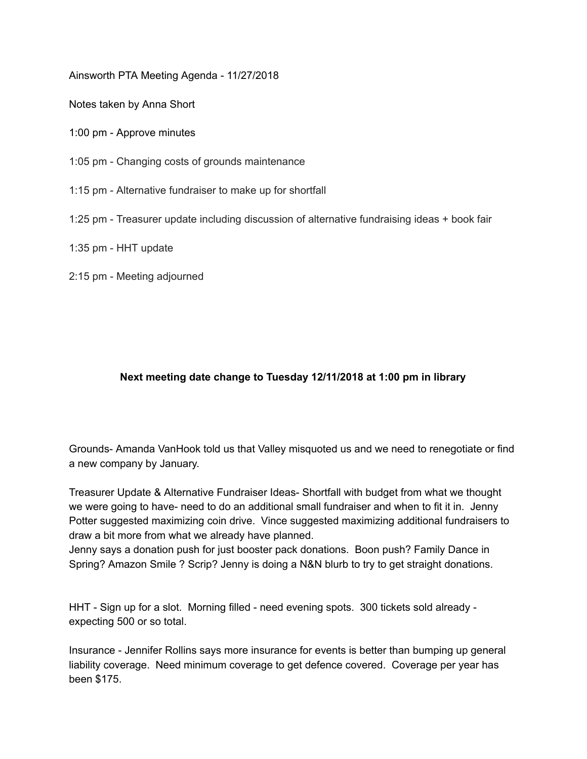Ainsworth PTA Meeting Agenda - 11/27/2018

Notes taken by Anna Short

1:00 pm - Approve minutes

1:05 pm - Changing costs of grounds maintenance

1:15 pm - Alternative fundraiser to make up for shortfall

1:25 pm - Treasurer update including discussion of alternative fundraising ideas + book fair

1:35 pm - HHT update

2:15 pm - Meeting adjourned

**Next meeting date change to Tuesday 12/11/2018 at 1:00 pm in library**

Grounds- Amanda VanHook told us that Valley misquoted us and we need to renegotiate or find a new company by January.

Treasurer Update & Alternative Fundraiser Ideas- Shortfall with budget from what we thought we were going to have- need to do an additional small fundraiser and when to fit it in. Jenny Potter suggested maximizing coin drive. Vince suggested maximizing additional fundraisers to draw a bit more from what we already have planned.
Jenny says a donation push for just booster pack donations. Boon push? Family Dance in Spring? Amazon Smile ? Scrip? Jenny is doing a N&N blurb to try to get straight donations.

HHT - Sign up for a slot. Morning filled - need evening spots. 300 tickets sold already - expecting 500 or so total.

Insurance - Jennifer Rollins says more insurance for events is better than bumping up general liability coverage. Need minimum coverage to get defence covered. Coverage per year has been $175.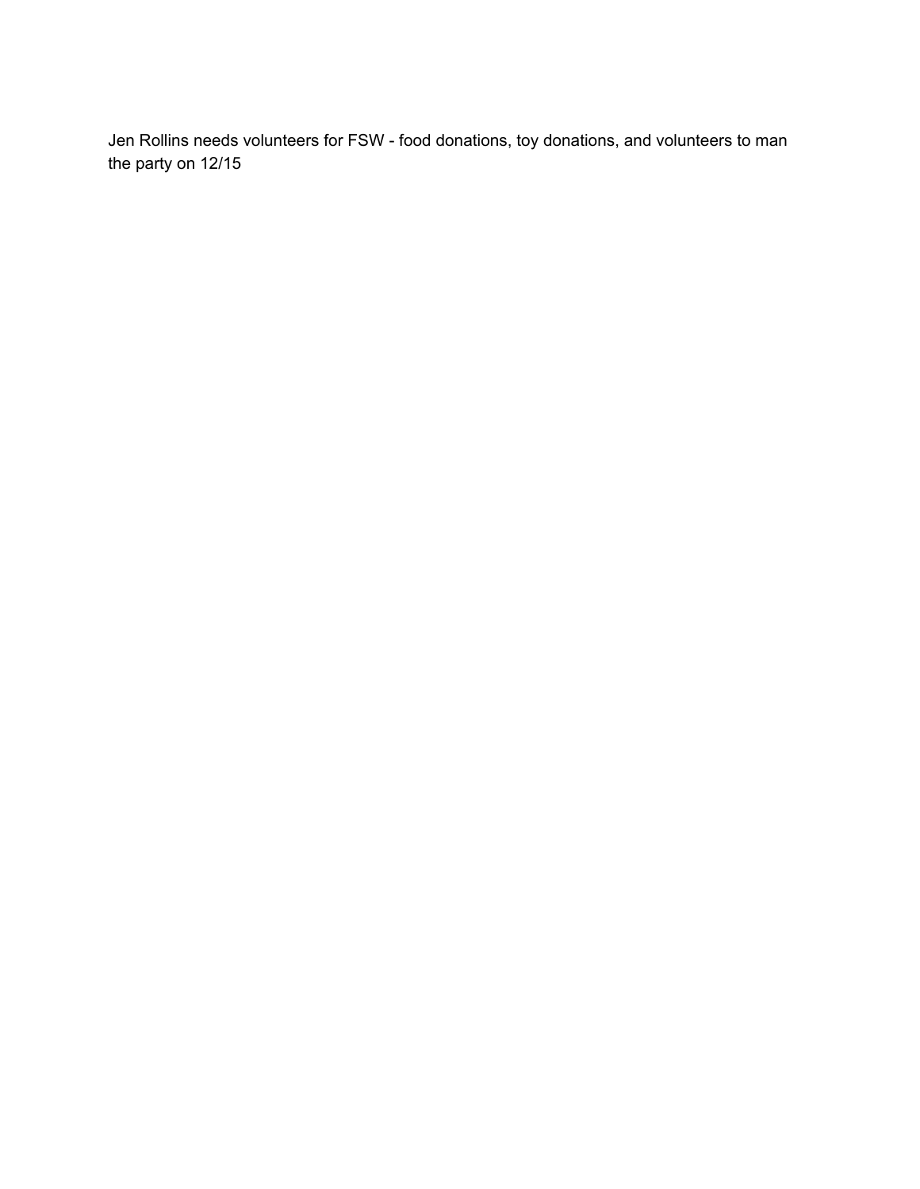Jen Rollins needs volunteers for FSW - food donations, toy donations, and volunteers to man the party on 12/15